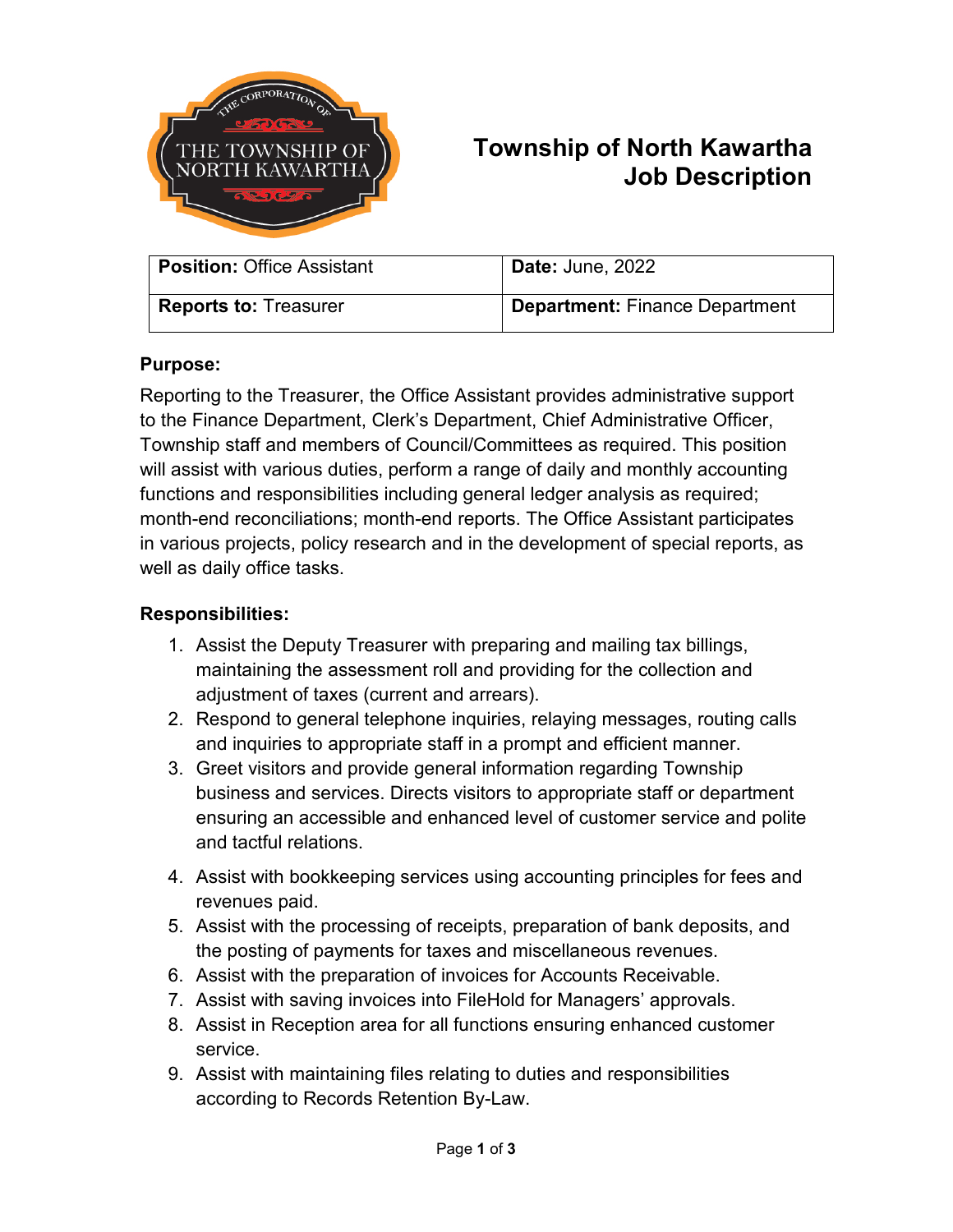# Township of North Kawartha Job Description

| **Position:** Office Assistant | **Date:** June, 2022 |
| --- | --- |
| **Reports to:** Treasurer | **Department:** Finance Department |

## Purpose:

Reporting to the Treasurer, the Office Assistant provides administrative support to the Finance Department, Clerk's Department, Chief Administrative Officer, Township staff and members of Council/Committees as required. This position will assist with various duties, perform a range of daily and monthly accounting functions and responsibilities including general ledger analysis as required; month-end reconciliations; month-end reports. The Office Assistant participates in various projects, policy research and in the development of special reports, as well as daily office tasks.

## Responsibilities:

1. Assist the Deputy Treasurer with preparing and mailing tax billings, maintaining the assessment roll and providing for the collection and adjustment of taxes (current and arrears).
2. Respond to general telephone inquiries, relaying messages, routing calls and inquiries to appropriate staff in a prompt and efficient manner.
3. Greet visitors and provide general information regarding Township business and services. Directs visitors to appropriate staff or department ensuring an accessible and enhanced level of customer service and polite and tactful relations.
4. Assist with bookkeeping services using accounting principles for fees and revenues paid.
5. Assist with the processing of receipts, preparation of bank deposits, and the posting of payments for taxes and miscellaneous revenues.
6. Assist with the preparation of invoices for Accounts Receivable.
7. Assist with saving invoices into FileHold for Managers' approvals.
8. Assist in Reception area for all functions ensuring enhanced customer service.
9. Assist with maintaining files relating to duties and responsibilities according to Records Retention By-Law.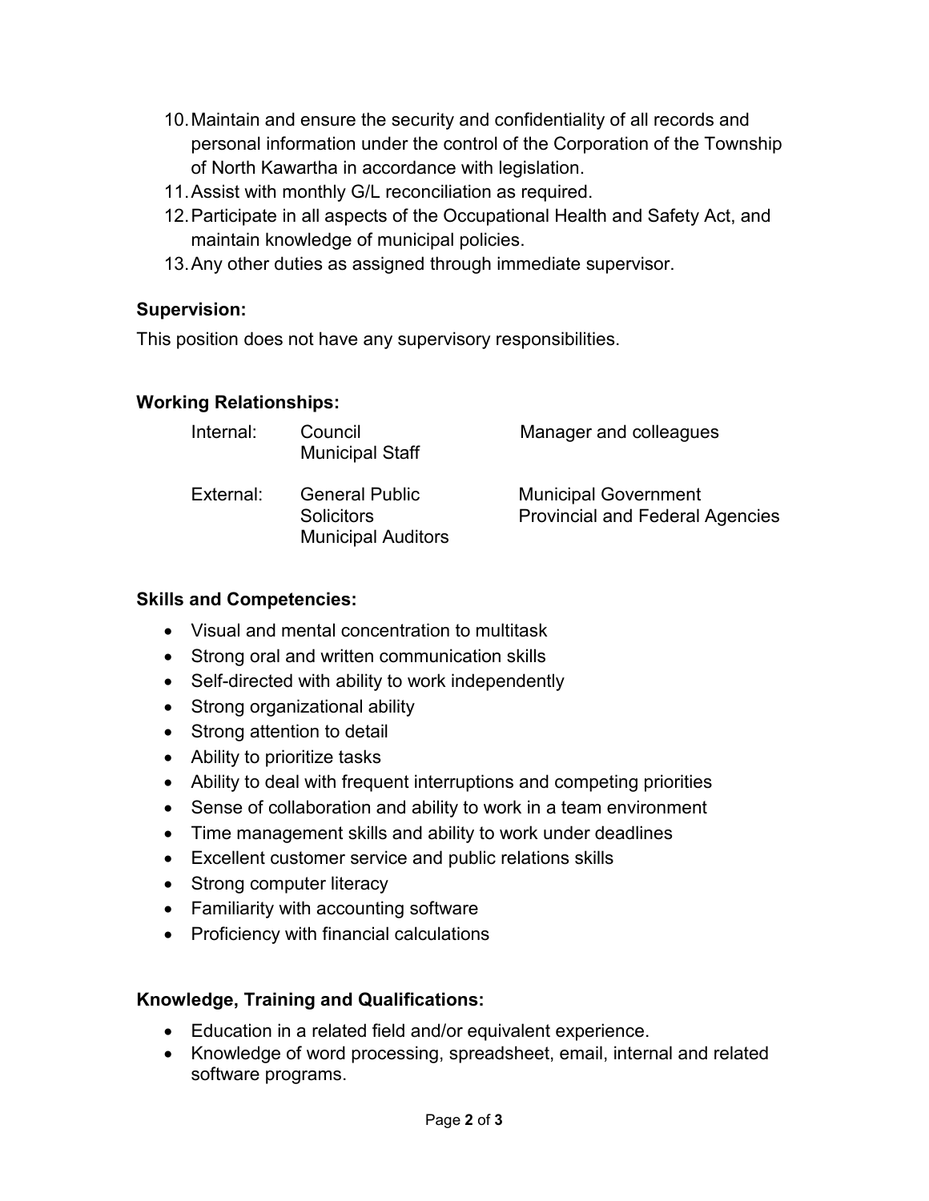10. Maintain and ensure the security and confidentiality of all records and personal information under the control of the Corporation of the Township of North Kawartha in accordance with legislation.
11. Assist with monthly G/L reconciliation as required.
12. Participate in all aspects of the Occupational Health and Safety Act, and maintain knowledge of municipal policies.
13. Any other duties as assigned through immediate supervisor.

**Supervision:**

This position does not have any supervisory responsibilities.

**Working Relationships:**

| | | |
|---|---|---|
| Internal: | Council<br>Municipal Staff | Manager and colleagues |
| External: | General Public<br>Solicitors<br>Municipal Auditors | Municipal Government<br>Provincial and Federal Agencies |

**Skills and Competencies:**

- Visual and mental concentration to multitask
- Strong oral and written communication skills
- Self-directed with ability to work independently
- Strong organizational ability
- Strong attention to detail
- Ability to prioritize tasks
- Ability to deal with frequent interruptions and competing priorities
- Sense of collaboration and ability to work in a team environment
- Time management skills and ability to work under deadlines
- Excellent customer service and public relations skills
- Strong computer literacy
- Familiarity with accounting software
- Proficiency with financial calculations

**Knowledge, Training and Qualifications:**

- Education in a related field and/or equivalent experience.
- Knowledge of word processing, spreadsheet, email, internal and related software programs.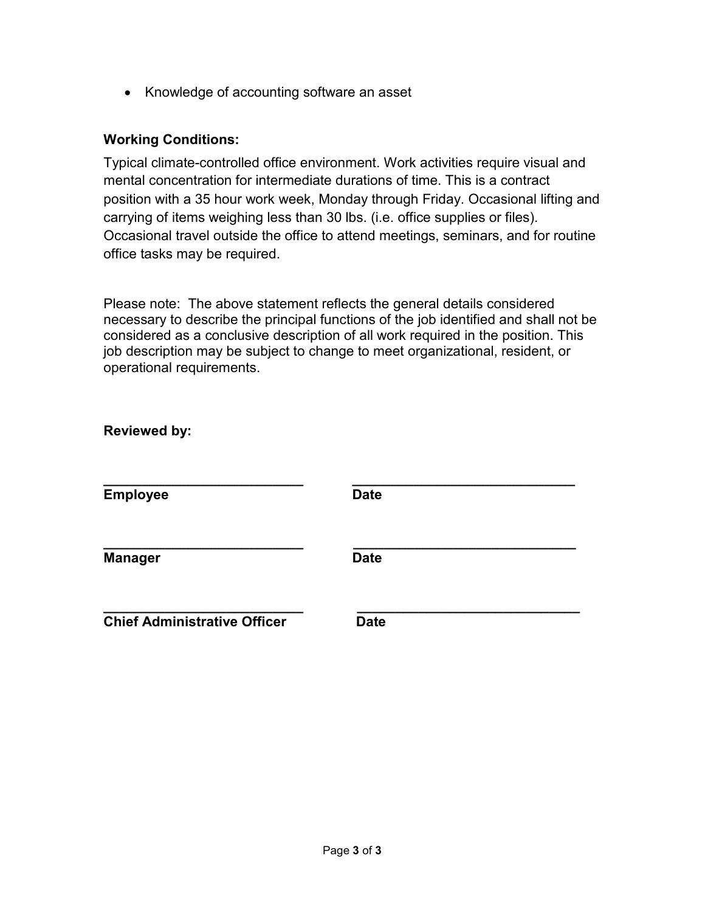- Knowledge of accounting software an asset

**Working Conditions:**

Typical climate-controlled office environment. Work activities require visual and mental concentration for intermediate durations of time. This is a contract position with a 35 hour work week, Monday through Friday. Occasional lifting and carrying of items weighing less than 30 lbs. (i.e. office supplies or files). Occasional travel outside the office to attend meetings, seminars, and for routine office tasks may be required.

Please note: The above statement reflects the general details considered necessary to describe the principal functions of the job identified and shall not be considered as a conclusive description of all work required in the position. This job description may be subject to change to meet organizational, resident, or operational requirements.

**Reviewed by:**

___________________________ ______________________________
**Employee** **Date**

___________________________ ______________________________
**Manager** **Date**

___________________________ ______________________________
**Chief Administrative Officer** **Date**